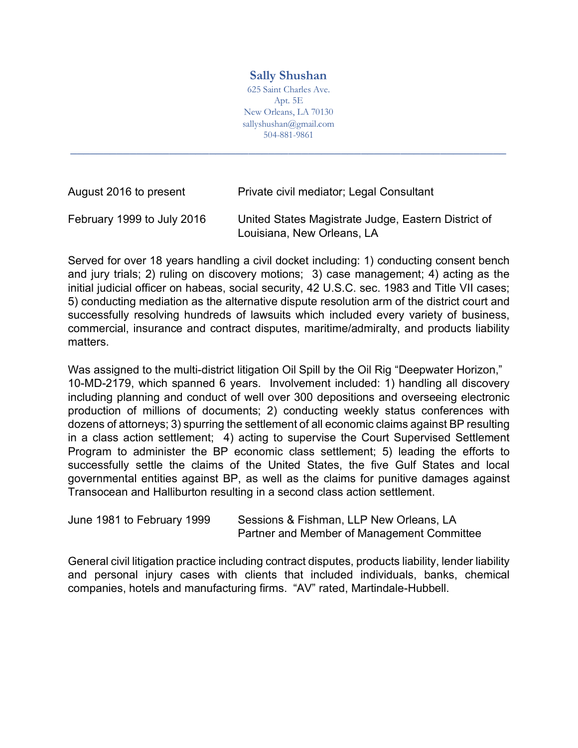# Sally Shushan

625 Saint Charles Ave.
Apt. 5E
New Orleans, LA 70130
sallyshushan@gmail.com
504-881-9861

---

| | |
|---|---|
| August 2016 to present | Private civil mediator; Legal Consultant |
| February 1999 to July 2016 | United States Magistrate Judge, Eastern District of Louisiana, New Orleans, LA |

Served for over 18 years handling a civil docket including: 1) conducting consent bench and jury trials; 2) ruling on discovery motions; 3) case management; 4) acting as the initial judicial officer on habeas, social security, 42 U.S.C. sec. 1983 and Title VII cases; 5) conducting mediation as the alternative dispute resolution arm of the district court and successfully resolving hundreds of lawsuits which included every variety of business, commercial, insurance and contract disputes, maritime/admiralty, and products liability matters.

Was assigned to the multi-district litigation Oil Spill by the Oil Rig "Deepwater Horizon," 10-MD-2179, which spanned 6 years. Involvement included: 1) handling all discovery including planning and conduct of well over 300 depositions and overseeing electronic production of millions of documents; 2) conducting weekly status conferences with dozens of attorneys; 3) spurring the settlement of all economic claims against BP resulting in a class action settlement; 4) acting to supervise the Court Supervised Settlement Program to administer the BP economic class settlement; 5) leading the efforts to successfully settle the claims of the United States, the five Gulf States and local governmental entities against BP, as well as the claims for punitive damages against Transocean and Halliburton resulting in a second class action settlement.

| | |
|---|---|
| June 1981 to February 1999 | Sessions & Fishman, LLP New Orleans, LA<br>Partner and Member of Management Committee |

General civil litigation practice including contract disputes, products liability, lender liability and personal injury cases with clients that included individuals, banks, chemical companies, hotels and manufacturing firms. "AV" rated, Martindale-Hubbell.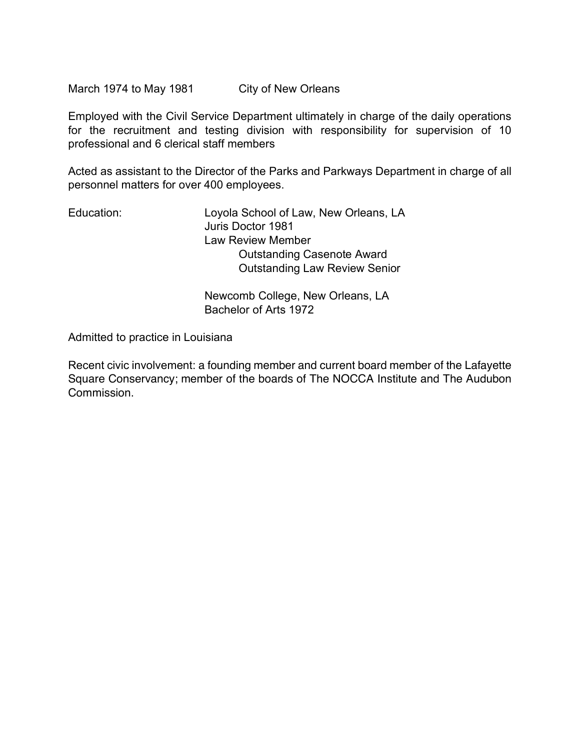March 1974 to May 1981 City of New Orleans

Employed with the Civil Service Department ultimately in charge of the daily operations for the recruitment and testing division with responsibility for supervision of 10 professional and 6 clerical staff members

Acted as assistant to the Director of the Parks and Parkways Department in charge of all personnel matters for over 400 employees.

Education:

Loyola School of Law, New Orleans, LA
Juris Doctor 1981
Law Review Member
- Outstanding Casenote Award
- Outstanding Law Review Senior

Newcomb College, New Orleans, LA
Bachelor of Arts 1972

Admitted to practice in Louisiana

Recent civic involvement: a founding member and current board member of the Lafayette Square Conservancy; member of the boards of The NOCCA Institute and The Audubon Commission.